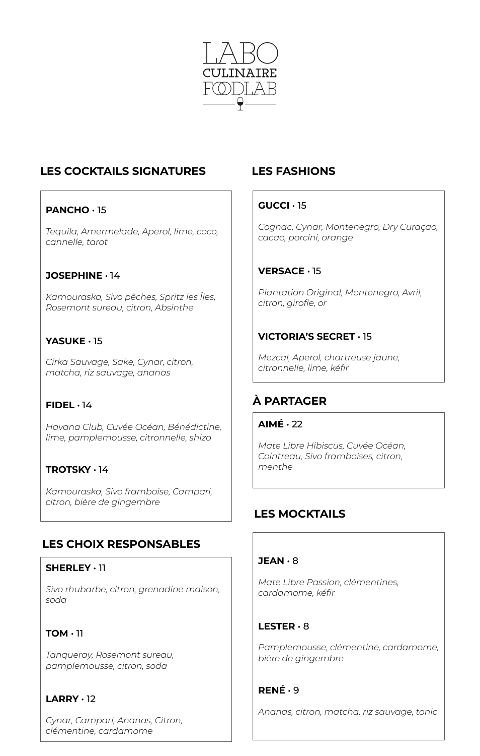# LABO CULINAIRE FOODLAB

## LES COCKTAILS SIGNATURES

**PANCHO** • 15

*Tequila, Amermelade, Aperol, lime, coco, cannelle, tarot*

**JOSEPHINE** • 14

*Kamouraska, Sivo pêches, Spritz les Îles, Rosemont sureau, citron, Absinthe*

**YASUKE** • 15

*Cirka Sauvage, Sake, Cynar, citron, matcha, riz sauvage, ananas*

**FIDEL** • 14

*Havana Club, Cuvée Océan, Bénédictine, lime, pamplemousse, citronnelle, shizo*

**TROTSKY** • 14

*Kamouraska, Sivo framboise, Campari, citron, bière de gingembre*

## LES CHOIX RESPONSABLES

**SHERLEY** • 11

*Sivo rhubarbe, citron, grenadine maison, soda*

**TOM** • 11

*Tanqueray, Rosemont sureau, pamplemousse, citron, soda*

**LARRY** • 12

*Cynar, Campari, Ananas, Citron, clémentine, cardamome*

## LES FASHIONS

**GUCCI** • 15

*Cognac, Cynar, Montenegro, Dry Curaçao, cacao, porcini, orange*

**VERSACE** • 15

*Plantation Original, Montenegro, Avril, citron, girofle, or*

**VICTORIA'S SECRET** • 15

*Mezcal, Aperol, chartreuse jaune, citronnelle, lime, kéfir*

## À PARTAGER

**AIMÉ** • 22

*Mate Libre Hibiscus, Cuvée Océan, Cointreau, Sivo framboises, citron, menthe*

## LES MOCKTAILS

**JEAN** • 8

*Mate Libre Passion, clémentines, cardamome, kéfir*

**LESTER** • 8

*Pamplemousse, clémentine, cardamome, bière de gingembre*

**RENÉ** • 9

*Ananas, citron, matcha, riz sauvage, tonic*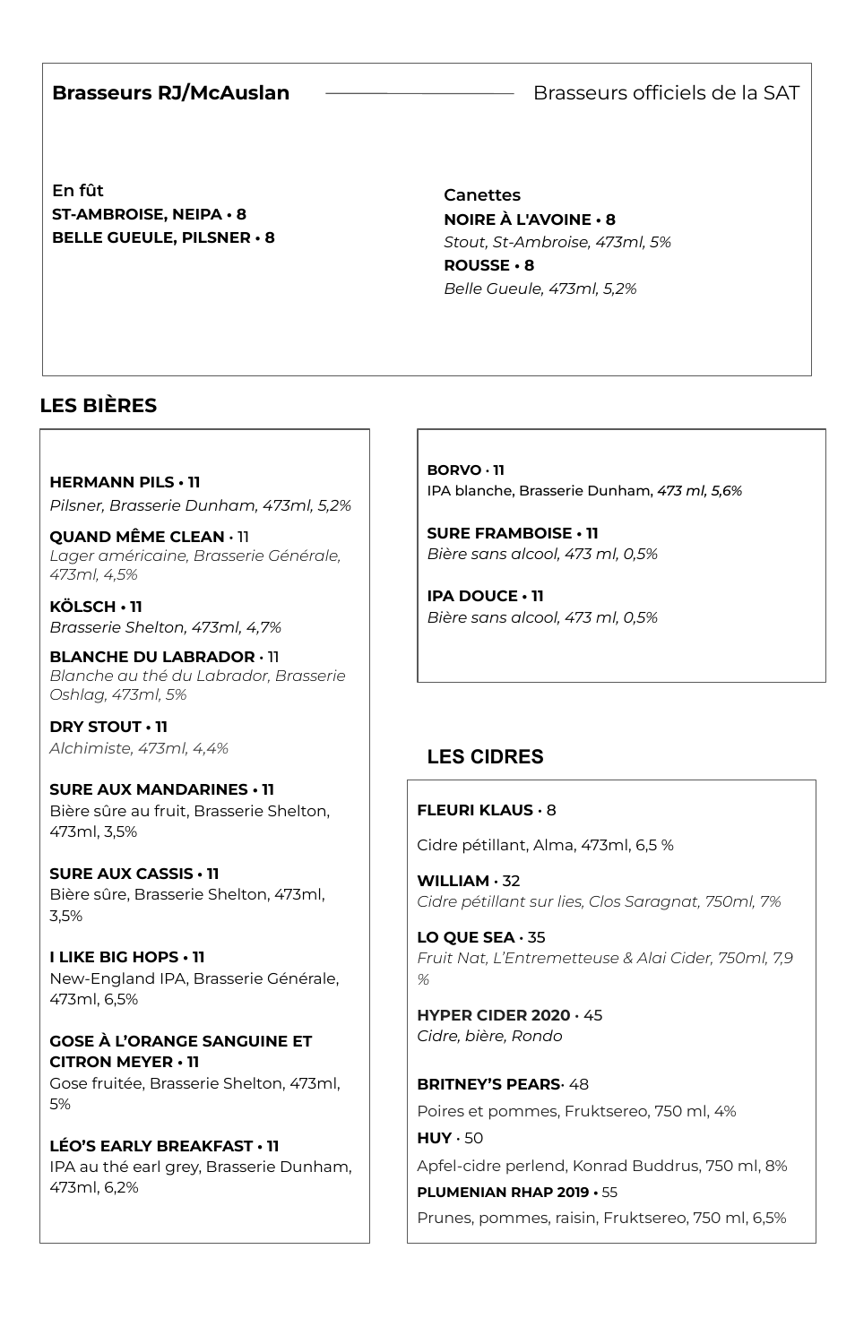**Brasseurs RJ/McAuslan** — Brasseurs officiels de la SAT

**En fût**

**ST-AMBROISE, NEIPA • 8**

**BELLE GUEULE, PILSNER • 8**

**Canettes**

**NOINE À L'AVOINE • 8**

*Stout, St-Ambroise, 473ml, 5%*

**ROUSSE • 8**

*Belle Gueule, 473ml, 5,2%*

## LES BIÈRES

**HERMANN PILS • 11**
*Pilsner, Brasserie Dunham, 473ml, 5,2%*

**QUAND MÊME CLEAN** • 11
*Lager américaine, Brasserie Générale, 473ml, 4,5%*

**KÖLSCH • 11**
*Brasserie Shelton, 473ml, 4,7%*

**BLANCHE DU LABRADOR** • 11
*Blanche au thé du Labrador, Brasserie Oshlag, 473ml, 5%*

**DRY STOUT • 11**
*Alchimiste, 473ml, 4,4%*

**SURE AUX MANDARINES • 11**
Bière sûre au fruit, Brasserie Shelton, 473ml, 3,5%

**SURE AUX CASSIS • 11**
Bière sûre, Brasserie Shelton, 473ml, 3,5%

**I LIKE BIG HOPS • 11**
New-England IPA, Brasserie Générale, 473ml, 6,5%

**GOSE À L'ORANGE SANGUINE ET CITRON MEYER • 11**
Gose fruitée, Brasserie Shelton, 473ml, 5%

**LÉO'S EARLY BREAKFAST • 11**
IPA au thé earl grey, Brasserie Dunham, 473ml, 6,2%

**BORVO · 11**
IPA blanche, Brasserie Dunham, *473 ml, 5,6%*

**SURE FRAMBOISE • 11**
*Bière sans alcool, 473 ml, 0,5%*

**IPA DOUCE • 11**
*Bière sans alcool, 473 ml, 0,5%*

## LES CIDRES

**FLEURI KLAUS** · 8
Cidre pétillant, Alma, 473ml, 6,5 %

**WILLIAM** · 32
*Cidre pétillant sur lies, Clos Saragnat, 750ml, 7%*

**LO QUE SEA** · 35
*Fruit Nat, L'Entremetteuse & Alai Cider, 750ml, 7,9 %*

**HYPER CIDER 2020** · 45
*Cidre, bière, Rondo*

**BRITNEY'S PEARS**· 48
Poires et pommes, Fruktsereo, 750 ml, 4%

**HUY** · 50
Apfel-cidre perlend, Konrad Buddrus, 750 ml, 8%

**PLUMENIAN RHAP 2019** • 55
Prunes, pommes, raisin, Fruktsereo, 750 ml, 6,5%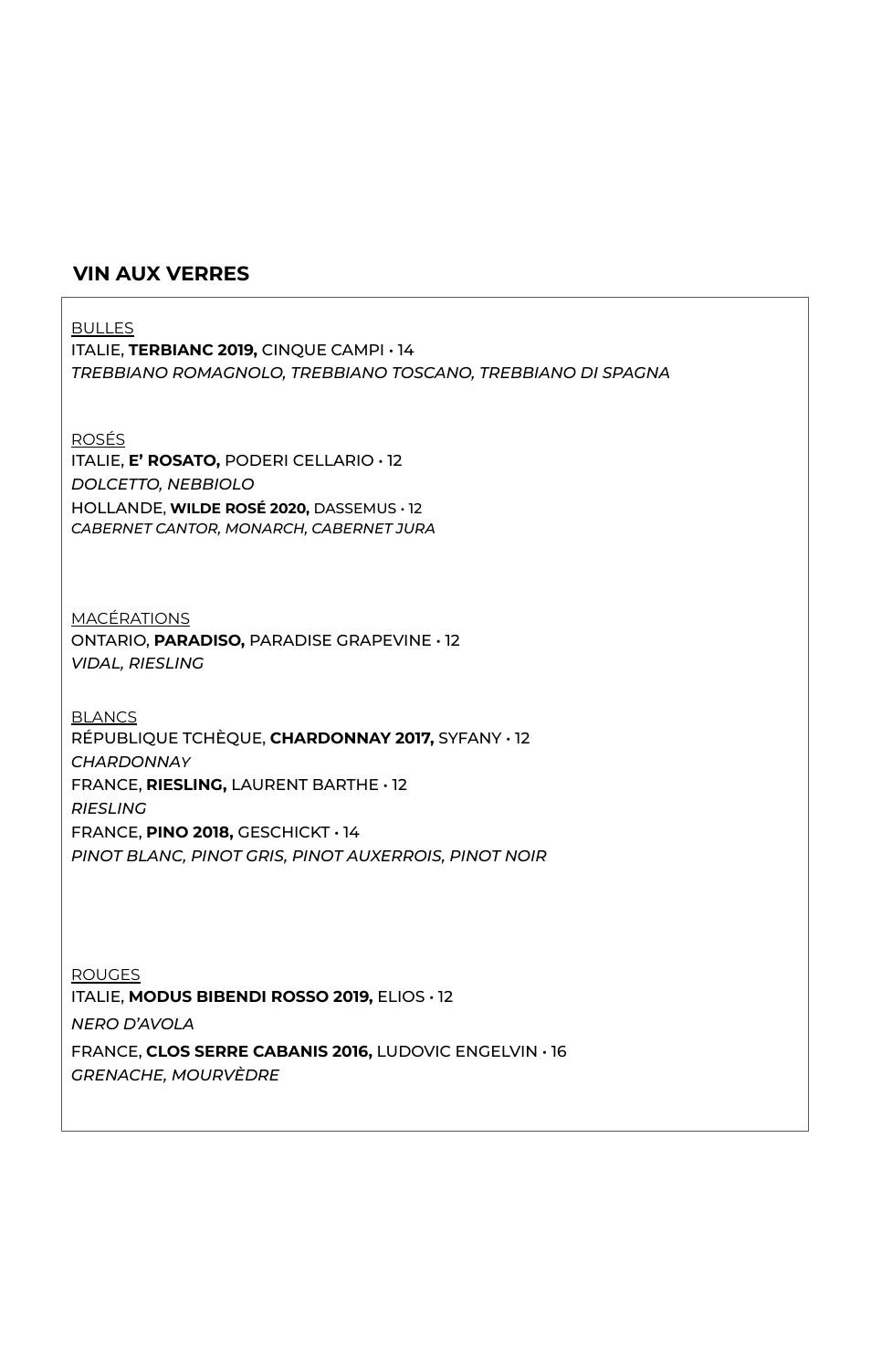## VIN AUX VERRES

BULLES

ITALIE, **TERBIANC 2019,** CINQUE CAMPI • 14
*TREBBIANO ROMAGNOLO, TREBBIANO TOSCANO, TREBBIANO DI SPAGNA*

ROSÉS

ITALIE, **E' ROSATO,** PODERI CELLARIO • 12
*DOLCETTO, NEBBIOLO*

HOLLANDE, **WILDE ROSÉ 2020,** DASSEMUS • 12
*CABERNET CANTOR, MONARCH, CABERNET JURA*

MACÉRATIONS

ONTARIO, **PARADISO,** PARADISE GRAPEVINE • 12
*VIDAL, RIESLING*

BLANCS

RÉPUBLIQUE TCHÈQUE, **CHARDONNAY 2017,** SYFANY • 12
*CHARDONNAY*

FRANCE, **RIESLING,** LAURENT BARTHE • 12
*RIESLING*

FRANCE, **PINO 2018,** GESCHICKT • 14
*PINOT BLANC, PINOT GRIS, PINOT AUXERROIS, PINOT NOIR*

ROUGES

ITALIE, **MODUS BIBENDI ROSSO 2019,** ELIOS • 12
*NERO D'AVOLA*

FRANCE, **CLOS SERRE CABANIS 2016,** LUDOVIC ENGELVIN • 16
*GRENACHE, MOURVÈDRE*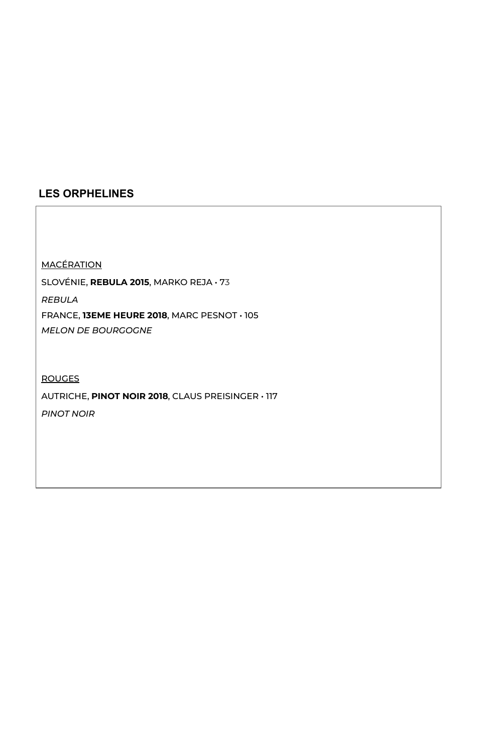## LES ORPHELINES

<u>MACÉRATION</u>

SLOVÉNIE, **REBULA 2015**, MARKO REJA • 73

*REBULA*

FRANCE, **13EME HEURE 2018**, MARC PESNOT • 105

*MELON DE BOURGOGNE*

<u>ROUGES</u>

AUTRICHE, **PINOT NOIR 2018**, CLAUS PREISINGER • 117

*PINOT NOIR*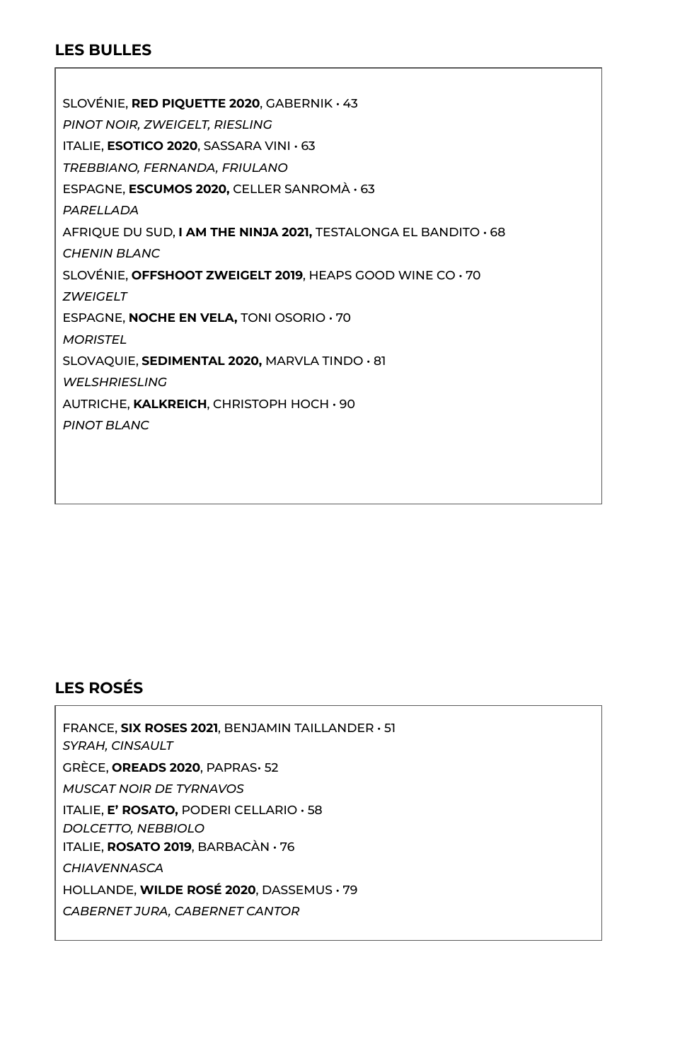## LES BULLES

SLOVÉNIE, **RED PIQUETTE 2020**, GABERNIK • 43
*PINOT NOIR, ZWEIGELT, RIESLING*

ITALIE, **ESOTICO 2020**, SASSARA VINI • 63
*TREBBIANO, FERNANDA, FRIULANO*

ESPAGNE, **ESCUMOS 2020,** CELLER SANROMÀ • 63
*PARELLADA*

AFRIQUE DU SUD, **I AM THE NINJA 2021,** TESTALONGA EL BANDITO • 68
*CHENIN BLANC*

SLOVÉNIE, **OFFSHOOT ZWEIGELT 2019**, HEAPS GOOD WINE CO • 70
*ZWEIGELT*

ESPAGNE, **NOCHE EN VELA,** TONI OSORIO • 70
*MORISTEL*

SLOVAQUIE, **SEDIMENTAL 2020,** MARVLA TINDO • 81
*WELSHRIESLING*

AUTRICHE, **KALKREICH**, CHRISTOPH HOCH • 90
*PINOT BLANC*

## LES ROSÉS

FRANCE, **SIX ROSES 2021**, BENJAMIN TAILLANDER • 51
*SYRAH, CINSAULT*

GRÈCE, **OREADS 2020**, PAPRAS• 52
*MUSCAT NOIR DE TYRNAVOS*

ITALIE, **E' ROSATO,** PODERI CELLARIO • 58
*DOLCETTO, NEBBIOLO*

ITALIE, **ROSATO 2019**, BARBACÀN • 76
*CHIAVENNASCA*

HOLLANDE, **WILDE ROSÉ 2020**, DASSEMUS • 79
*CABERNET JURA, CABERNET CANTOR*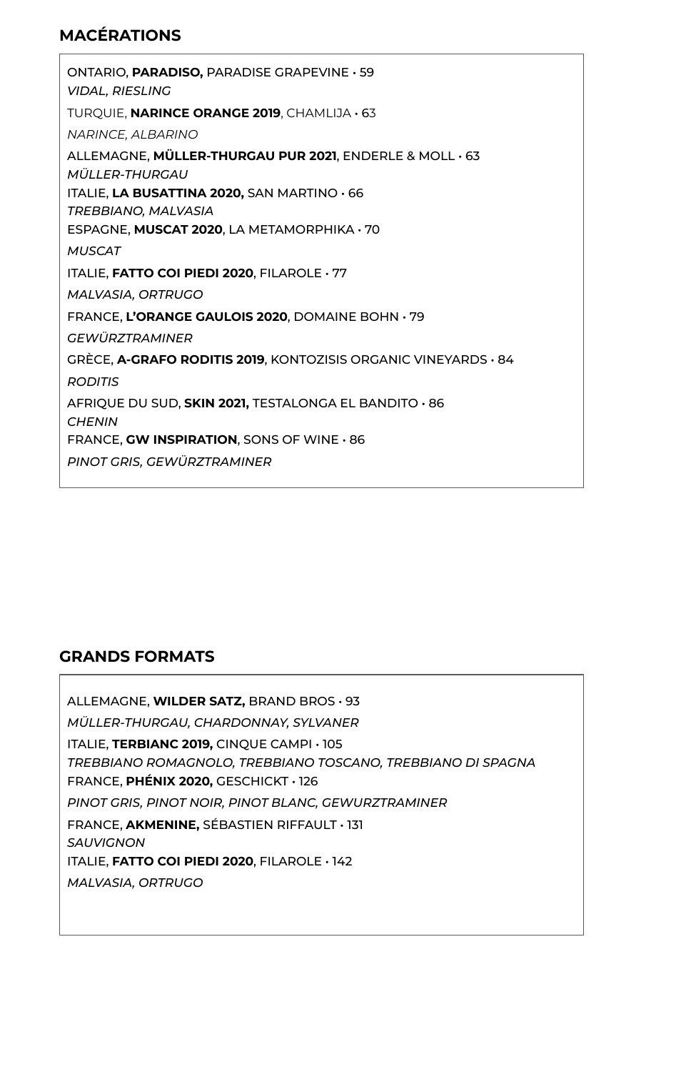## MACÉRATIONS

ONTARIO, **PARADISO,** PARADISE GRAPEVINE • 59
*VIDAL, RIESLING*

TURQUIE, **NARINCE ORANGE 2019**, CHAMLIJA • 63
*NARINCE, ALBARINO*

ALLEMAGNE, **MÜLLER-THURGAU PUR 2021**, ENDERLE & MOLL • 63
*MÜLLER-THURGAU*

ITALIE, **LA BUSATTINA 2020,** SAN MARTINO • 66
*TREBBIANO, MALVASIA*

ESPAGNE, **MUSCAT 2020**, LA METAMORPHIKA • 70
*MUSCAT*

ITALIE, **FATTO COI PIEDI 2020**, FILAROLE • 77
*MALVASIA, ORTRUGO*

FRANCE, **L'ORANGE GAULOIS 2020**, DOMAINE BOHN • 79
*GEWÜRZTRAMINER*

GRÈCE, **A-GRAFO RODITIS 2019**, KONTOZISIS ORGANIC VINEYARDS • 84
*RODITIS*

AFRIQUE DU SUD, **SKIN 2021,** TESTALONGA EL BANDITO • 86
*CHENIN*

FRANCE, **GW INSPIRATION**, SONS OF WINE • 86
*PINOT GRIS, GEWÜRZTRAMINER*

## GRANDS FORMATS

ALLEMAGNE, **WILDER SATZ,** BRAND BROS • 93
*MÜLLER-THURGAU, CHARDONNAY, SYLVANER*

ITALIE, **TERBIANC 2019,** CINQUE CAMPI • 105
*TREBBIANO ROMAGNOLO, TREBBIANO TOSCANO, TREBBIANO DI SPAGNA*

FRANCE, **PHÉNIX 2020,** GESCHICKT • 126
*PINOT GRIS, PINOT NOIR, PINOT BLANC, GEWURZTRAMINER*

FRANCE, **AKMENINE,** SÉBASTIEN RIFFAULT • 131
*SAUVIGNON*

ITALIE, **FATTO COI PIEDI 2020**, FILAROLE • 142
*MALVASIA, ORTRUGO*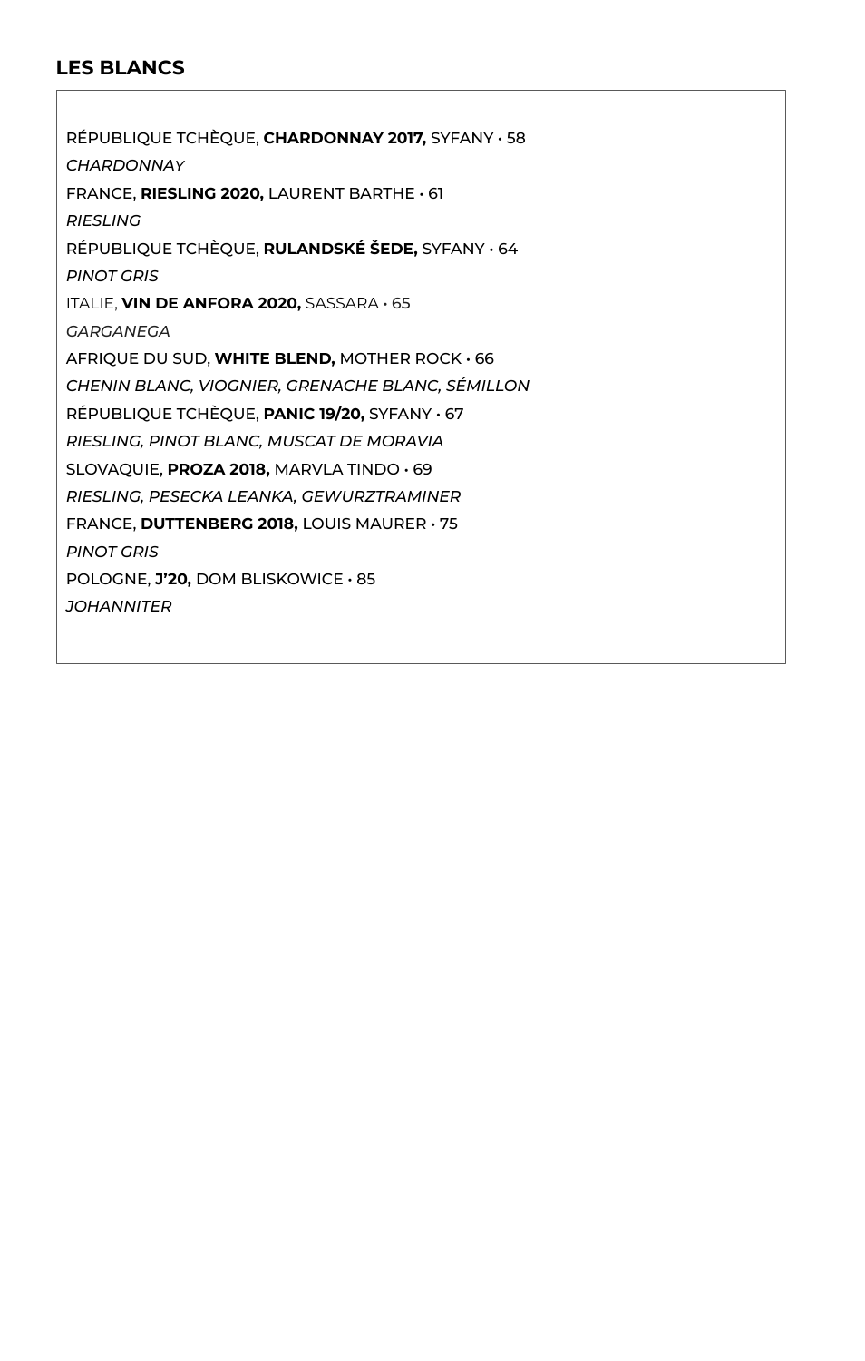## LES BLANCS

RÉPUBLIQUE TCHÈQUE, **CHARDONNAY 2017,** SYFANY • 58

*CHARDONNAY*

FRANCE, **RIESLING 2020,** LAURENT BARTHE • 61

*RIESLING*

RÉPUBLIQUE TCHÈQUE, **RULANDSKÉ ŠEDE,** SYFANY • 64

*PINOT GRIS*

ITALIE, **VIN DE ANFORA 2020,** SASSARA • 65

*GARGANEGA*

AFRIQUE DU SUD, **WHITE BLEND,** MOTHER ROCK • 66

*CHENIN BLANC, VIOGNIER, GRENACHE BLANC, SÉMILLON*

RÉPUBLIQUE TCHÈQUE, **PANIC 19/20,** SYFANY • 67

*RIESLING, PINOT BLANC, MUSCAT DE MORAVIA*

SLOVAQUIE, **PROZA 2018,** MARVLA TINDO • 69

*RIESLING, PESECKA LEANKA, GEWURZTRAMINER*

FRANCE, **DUTTENBERG 2018,** LOUIS MAURER • 75

*PINOT GRIS*

POLOGNE, **J'20,** DOM BLISKOWICE • 85

*JOHANNITER*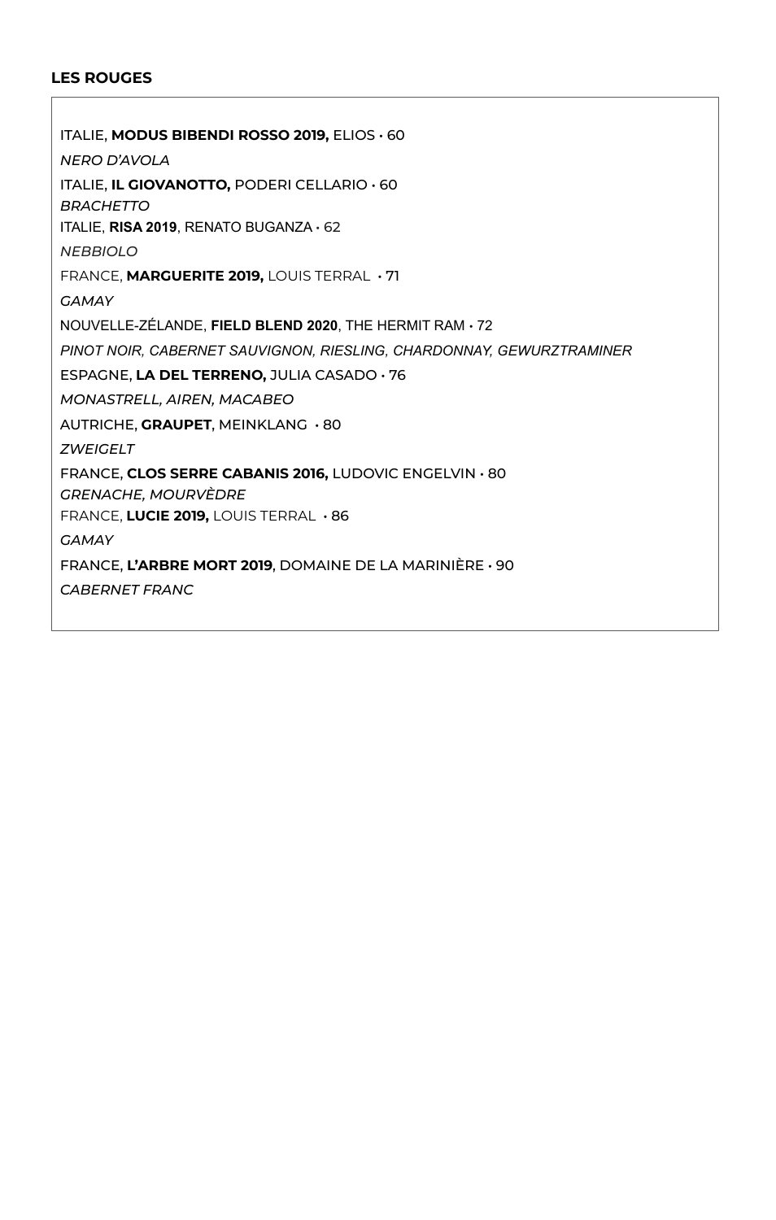**LES ROUGES**

ITALIE, **MODUS BIBENDI ROSSO 2019,** ELIOS • 60

*NERO D'AVOLA*

ITALIE, **IL GIOVANOTTO,** PODERI CELLARIO • 60

*BRACHETTO*

ITALIE, **RISA 2019**, RENATO BUGANZA • 62

*NEBBIOLO*

FRANCE, **MARGUERITE 2019,** LOUIS TERRAL • 71

*GAMAY*

NOUVELLE-ZÉLANDE, **FIELD BLEND 2020**, THE HERMIT RAM • 72

*PINOT NOIR, CABERNET SAUVIGNON, RIESLING, CHARDONNAY, GEWURZTRAMINER*

ESPAGNE, **LA DEL TERRENO,** JULIA CASADO • 76

*MONASTRELL, AIREN, MACABEO*

AUTRICHE, **GRAUPET**, MEINKLANG • 80

*ZWEIGELT*

FRANCE, **CLOS SERRE CABANIS 2016,** LUDOVIC ENGELVIN • 80

*GRENACHE, MOURVÈDRE*

FRANCE, **LUCIE 2019,** LOUIS TERRAL • 86

*GAMAY*

FRANCE, **L'ARBRE MORT 2019**, DOMAINE DE LA MARINIÈRE • 90

*CABERNET FRANC*